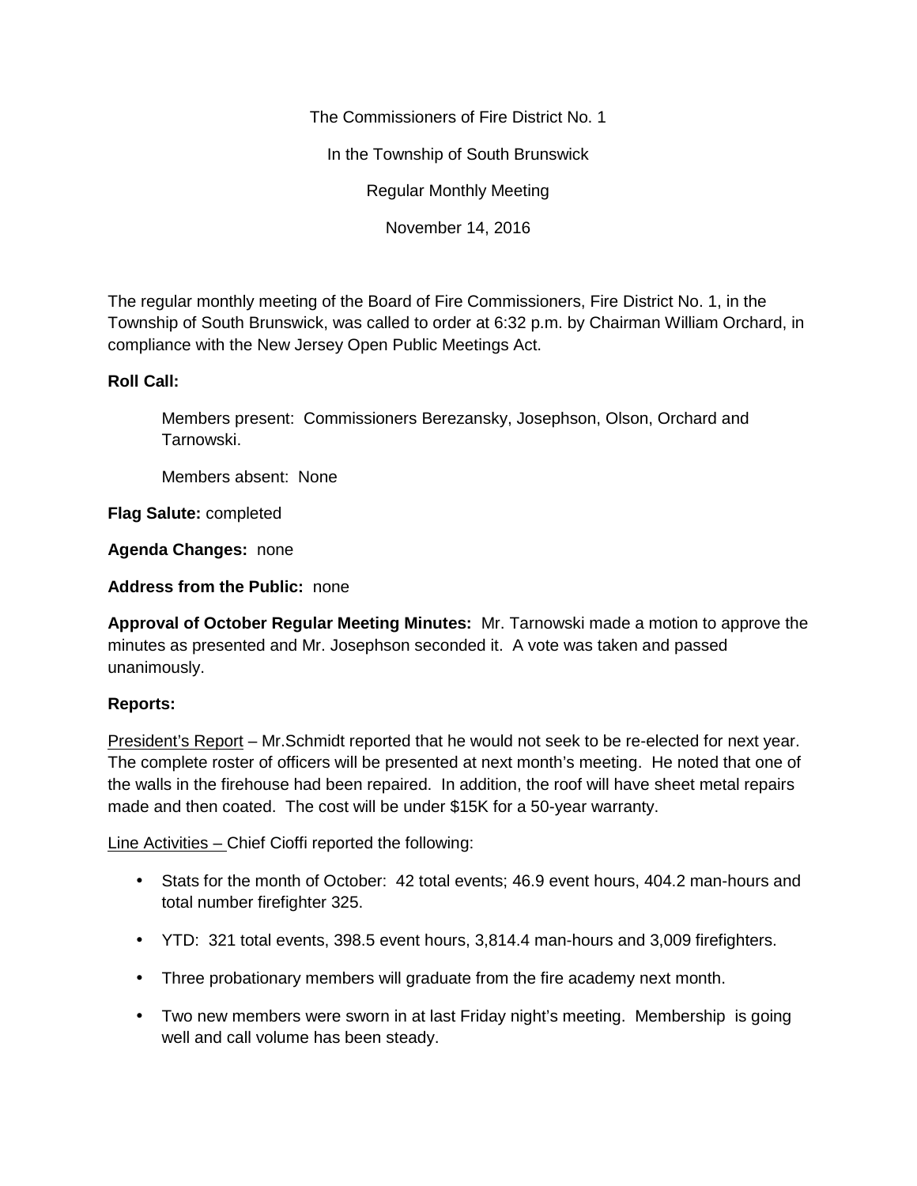The Commissioners of Fire District No. 1

In the Township of South Brunswick

Regular Monthly Meeting

November 14, 2016

The regular monthly meeting of the Board of Fire Commissioners, Fire District No. 1, in the Township of South Brunswick, was called to order at 6:32 p.m. by Chairman William Orchard, in compliance with the New Jersey Open Public Meetings Act.

**Roll Call:**

Members present: Commissioners Berezansky, Josephson, Olson, Orchard and Tarnowski.

Members absent: None

**Flag Salute:** completed

**Agenda Changes:** none

**Address from the Public:** none

**Approval of October Regular Meeting Minutes:** Mr. Tarnowski made a motion to approve the minutes as presented and Mr. Josephson seconded it. A vote was taken and passed unanimously.

**Reports:**

<u>President's Report</u> – Mr.Schmidt reported that he would not seek to be re-elected for next year. The complete roster of officers will be presented at next month's meeting. He noted that one of the walls in the firehouse had been repaired. In addition, the roof will have sheet metal repairs made and then coated. The cost will be under $15K for a 50-year warranty.

<u>Line Activities –</u> Chief Cioffi reported the following:

- Stats for the month of October: 42 total events; 46.9 event hours, 404.2 man-hours and total number firefighter 325.
- YTD: 321 total events, 398.5 event hours, 3,814.4 man-hours and 3,009 firefighters.
- Three probationary members will graduate from the fire academy next month.
- Two new members were sworn in at last Friday night's meeting. Membership is going well and call volume has been steady.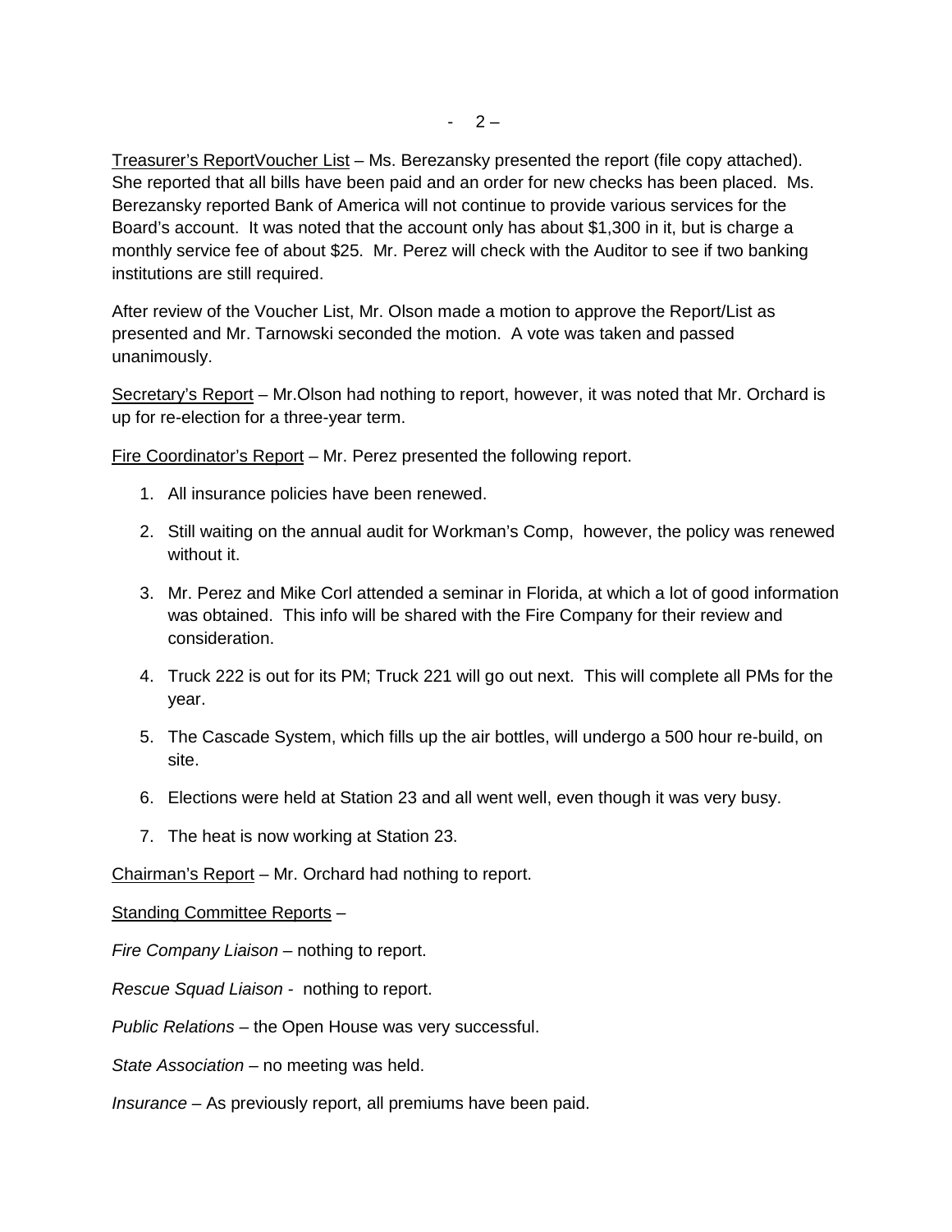Treasurer's ReportVoucher List – Ms. Berezansky presented the report (file copy attached). She reported that all bills have been paid and an order for new checks has been placed. Ms. Berezansky reported Bank of America will not continue to provide various services for the Board's account. It was noted that the account only has about $1,300 in it, but is charge a monthly service fee of about $25. Mr. Perez will check with the Auditor to see if two banking institutions are still required.

After review of the Voucher List, Mr. Olson made a motion to approve the Report/List as presented and Mr. Tarnowski seconded the motion. A vote was taken and passed unanimously.

Secretary's Report – Mr.Olson had nothing to report, however, it was noted that Mr. Orchard is up for re-election for a three-year term.

Fire Coordinator's Report – Mr. Perez presented the following report.

1. All insurance policies have been renewed.
2. Still waiting on the annual audit for Workman's Comp, however, the policy was renewed without it.
3. Mr. Perez and Mike Corl attended a seminar in Florida, at which a lot of good information was obtained. This info will be shared with the Fire Company for their review and consideration.
4. Truck 222 is out for its PM; Truck 221 will go out next. This will complete all PMs for the year.
5. The Cascade System, which fills up the air bottles, will undergo a 500 hour re-build, on site.
6. Elections were held at Station 23 and all went well, even though it was very busy.
7. The heat is now working at Station 23.

Chairman's Report – Mr. Orchard had nothing to report.

Standing Committee Reports –

*Fire Company Liaison* – nothing to report.

*Rescue Squad Liaison* - nothing to report.

*Public Relations* – the Open House was very successful.

*State Association* – no meeting was held.

*Insurance* – As previously report, all premiums have been paid.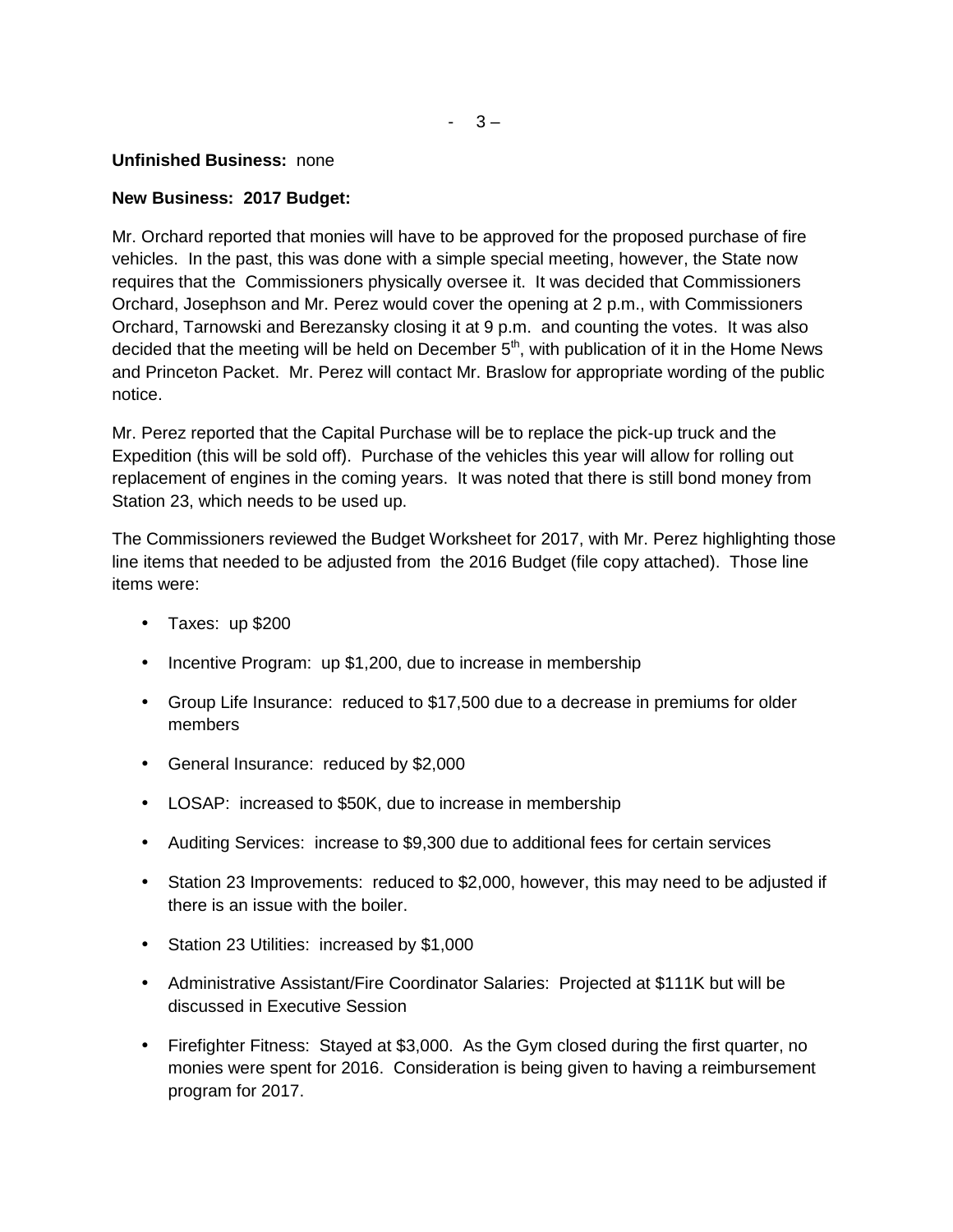**Unfinished Business:** none

**New Business: 2017 Budget:**

Mr. Orchard reported that monies will have to be approved for the proposed purchase of fire vehicles. In the past, this was done with a simple special meeting, however, the State now requires that the Commissioners physically oversee it. It was decided that Commissioners Orchard, Josephson and Mr. Perez would cover the opening at 2 p.m., with Commissioners Orchard, Tarnowski and Berezansky closing it at 9 p.m. and counting the votes. It was also decided that the meeting will be held on December 5th, with publication of it in the Home News and Princeton Packet. Mr. Perez will contact Mr. Braslow for appropriate wording of the public notice.

Mr. Perez reported that the Capital Purchase will be to replace the pick-up truck and the Expedition (this will be sold off). Purchase of the vehicles this year will allow for rolling out replacement of engines in the coming years. It was noted that there is still bond money from Station 23, which needs to be used up.

The Commissioners reviewed the Budget Worksheet for 2017, with Mr. Perez highlighting those line items that needed to be adjusted from the 2016 Budget (file copy attached). Those line items were:

- Taxes: up $200
- Incentive Program: up $1,200, due to increase in membership
- Group Life Insurance: reduced to $17,500 due to a decrease in premiums for older members
- General Insurance: reduced by $2,000
- LOSAP: increased to $50K, due to increase in membership
- Auditing Services: increase to $9,300 due to additional fees for certain services
- Station 23 Improvements: reduced to $2,000, however, this may need to be adjusted if there is an issue with the boiler.
- Station 23 Utilities: increased by $1,000
- Administrative Assistant/Fire Coordinator Salaries: Projected at $111K but will be discussed in Executive Session
- Firefighter Fitness: Stayed at $3,000. As the Gym closed during the first quarter, no monies were spent for 2016. Consideration is being given to having a reimbursement program for 2017.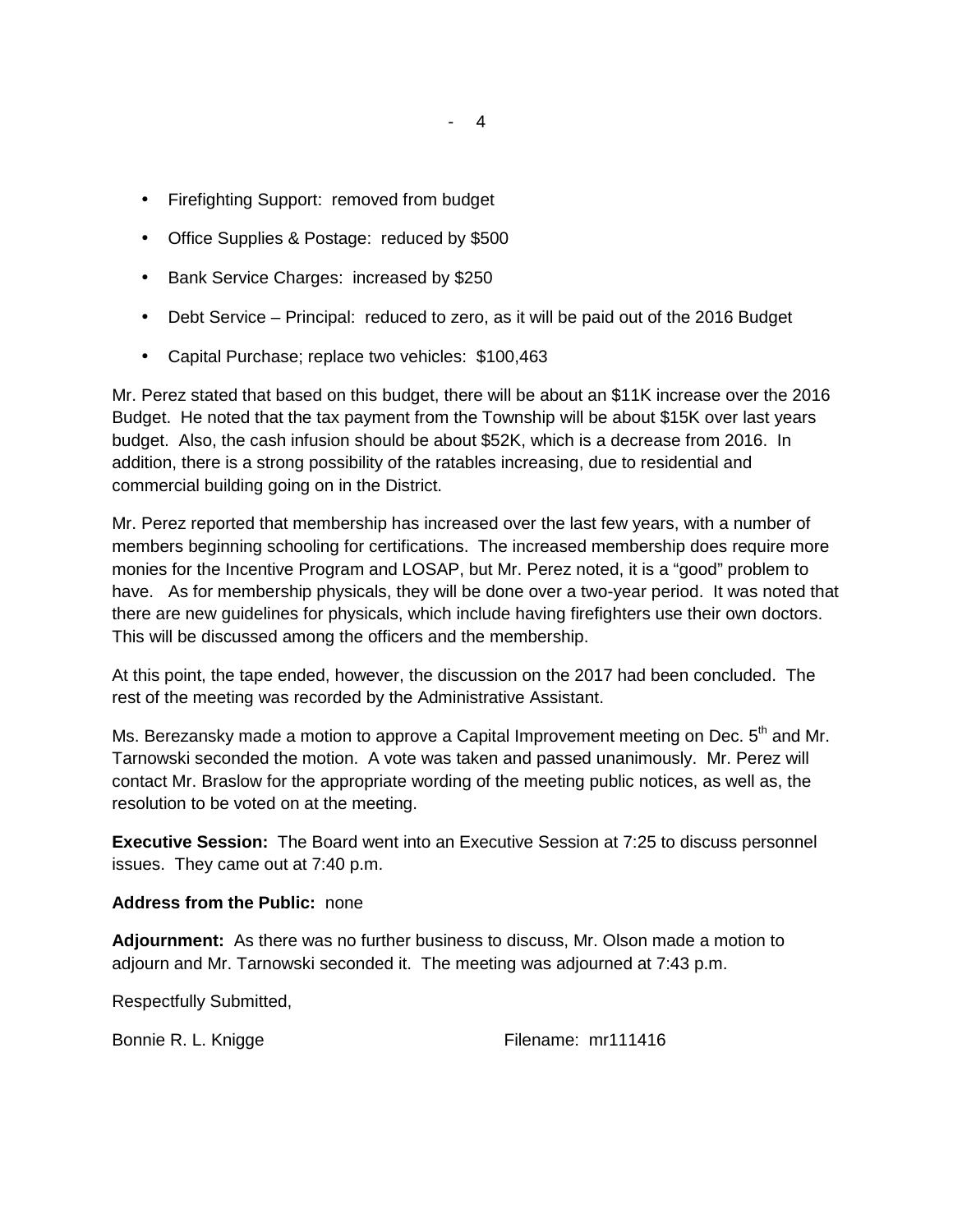- Firefighting Support: removed from budget
- Office Supplies & Postage: reduced by $500
- Bank Service Charges: increased by $250
- Debt Service – Principal: reduced to zero, as it will be paid out of the 2016 Budget
- Capital Purchase; replace two vehicles: $100,463

Mr. Perez stated that based on this budget, there will be about an $11K increase over the 2016 Budget. He noted that the tax payment from the Township will be about $15K over last years budget. Also, the cash infusion should be about $52K, which is a decrease from 2016. In addition, there is a strong possibility of the ratables increasing, due to residential and commercial building going on in the District.

Mr. Perez reported that membership has increased over the last few years, with a number of members beginning schooling for certifications. The increased membership does require more monies for the Incentive Program and LOSAP, but Mr. Perez noted, it is a "good" problem to have. As for membership physicals, they will be done over a two-year period. It was noted that there are new guidelines for physicals, which include having firefighters use their own doctors. This will be discussed among the officers and the membership.

At this point, the tape ended, however, the discussion on the 2017 had been concluded. The rest of the meeting was recorded by the Administrative Assistant.

Ms. Berezansky made a motion to approve a Capital Improvement meeting on Dec. 5th and Mr. Tarnowski seconded the motion. A vote was taken and passed unanimously. Mr. Perez will contact Mr. Braslow for the appropriate wording of the meeting public notices, as well as, the resolution to be voted on at the meeting.

**Executive Session:** The Board went into an Executive Session at 7:25 to discuss personnel issues. They came out at 7:40 p.m.

**Address from the Public:** none

**Adjournment:** As there was no further business to discuss, Mr. Olson made a motion to adjourn and Mr. Tarnowski seconded it. The meeting was adjourned at 7:43 p.m.

Respectfully Submitted,

Bonnie R. L. Knigge Filename: mr111416